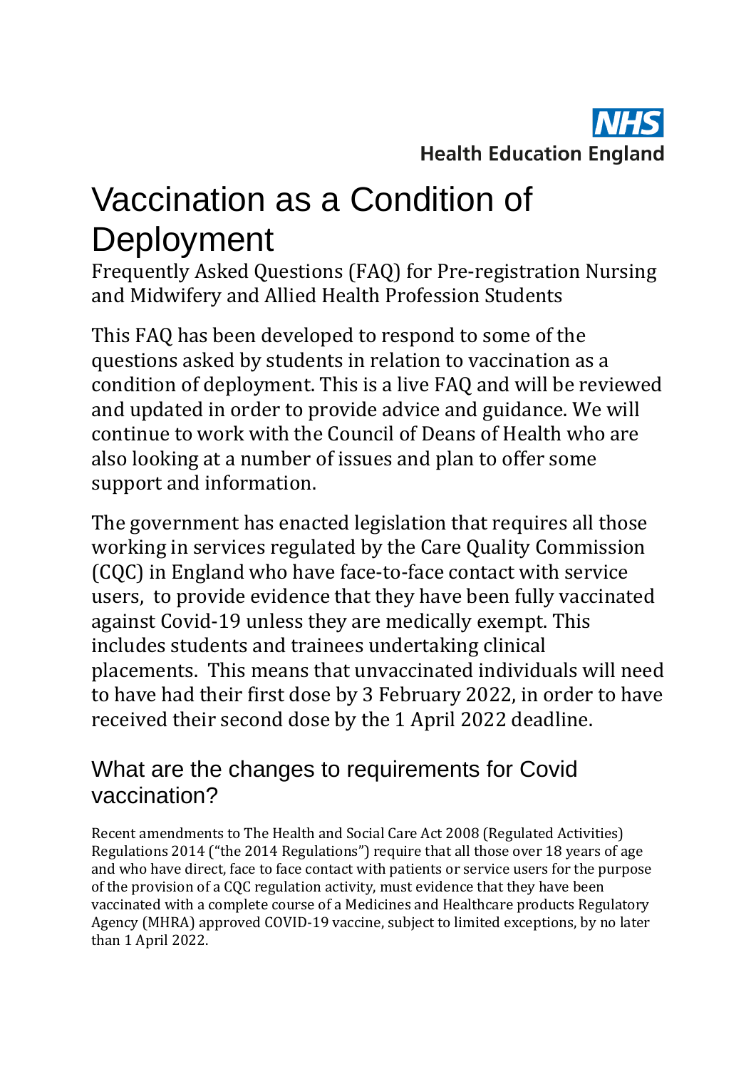NHS
Health Education England

# Vaccination as a Condition of Deployment

Frequently Asked Questions (FAQ) for Pre-registration Nursing and Midwifery and Allied Health Profession Students

This FAQ has been developed to respond to some of the questions asked by students in relation to vaccination as a condition of deployment. This is a live FAQ and will be reviewed and updated in order to provide advice and guidance. We will continue to work with the Council of Deans of Health who are also looking at a number of issues and plan to offer some support and information.

The government has enacted legislation that requires all those working in services regulated by the Care Quality Commission (CQC) in England who have face-to-face contact with service users, to provide evidence that they have been fully vaccinated against Covid-19 unless they are medically exempt. This includes students and trainees undertaking clinical placements. This means that unvaccinated individuals will need to have had their first dose by 3 February 2022, in order to have received their second dose by the 1 April 2022 deadline.

## What are the changes to requirements for Covid vaccination?

Recent amendments to The Health and Social Care Act 2008 (Regulated Activities) Regulations 2014 ("the 2014 Regulations") require that all those over 18 years of age and who have direct, face to face contact with patients or service users for the purpose of the provision of a CQC regulation activity, must evidence that they have been vaccinated with a complete course of a Medicines and Healthcare products Regulatory Agency (MHRA) approved COVID-19 vaccine, subject to limited exceptions, by no later than 1 April 2022.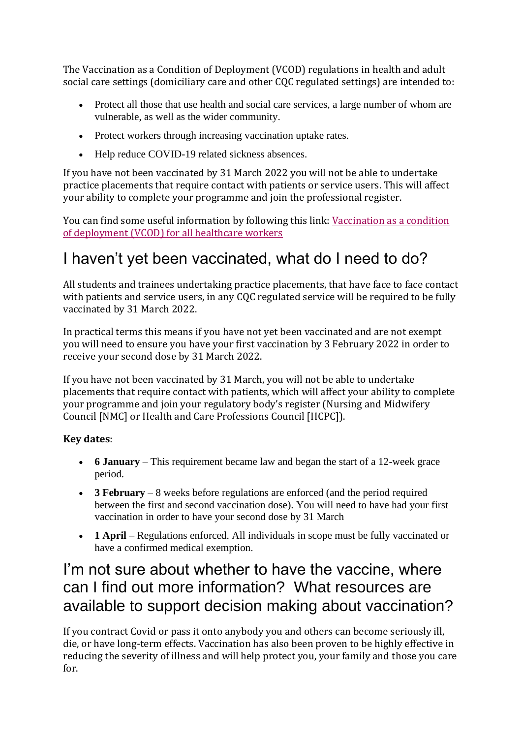The Vaccination as a Condition of Deployment (VCOD) regulations in health and adult social care settings (domiciliary care and other CQC regulated settings) are intended to:

- Protect all those that use health and social care services, a large number of whom are vulnerable, as well as the wider community.
- Protect workers through increasing vaccination uptake rates.
- Help reduce COVID-19 related sickness absences.

If you have not been vaccinated by 31 March 2022 you will not be able to undertake practice placements that require contact with patients or service users. This will affect your ability to complete your programme and join the professional register.

You can find some useful information by following this link: [Vaccination as a condition of deployment (VCOD) for all healthcare workers]()

## I haven't yet been vaccinated, what do I need to do?

All students and trainees undertaking practice placements, that have face to face contact with patients and service users, in any CQC regulated service will be required to be fully vaccinated by 31 March 2022.

In practical terms this means if you have not yet been vaccinated and are not exempt you will need to ensure you have your first vaccination by 3 February 2022 in order to receive your second dose by 31 March 2022.

If you have not been vaccinated by 31 March, you will not be able to undertake placements that require contact with patients, which will affect your ability to complete your programme and join your regulatory body's register (Nursing and Midwifery Council [NMC] or Health and Care Professions Council [HCPC]).

**Key dates**:

- **6 January** – This requirement became law and began the start of a 12-week grace period.
- **3 February** – 8 weeks before regulations are enforced (and the period required between the first and second vaccination dose). You will need to have had your first vaccination in order to have your second dose by 31 March
- **1 April** – Regulations enforced. All individuals in scope must be fully vaccinated or have a confirmed medical exemption.

## I'm not sure about whether to have the vaccine, where can I find out more information? What resources are available to support decision making about vaccination?

If you contract Covid or pass it onto anybody you and others can become seriously ill, die, or have long-term effects. Vaccination has also been proven to be highly effective in reducing the severity of illness and will help protect you, your family and those you care for.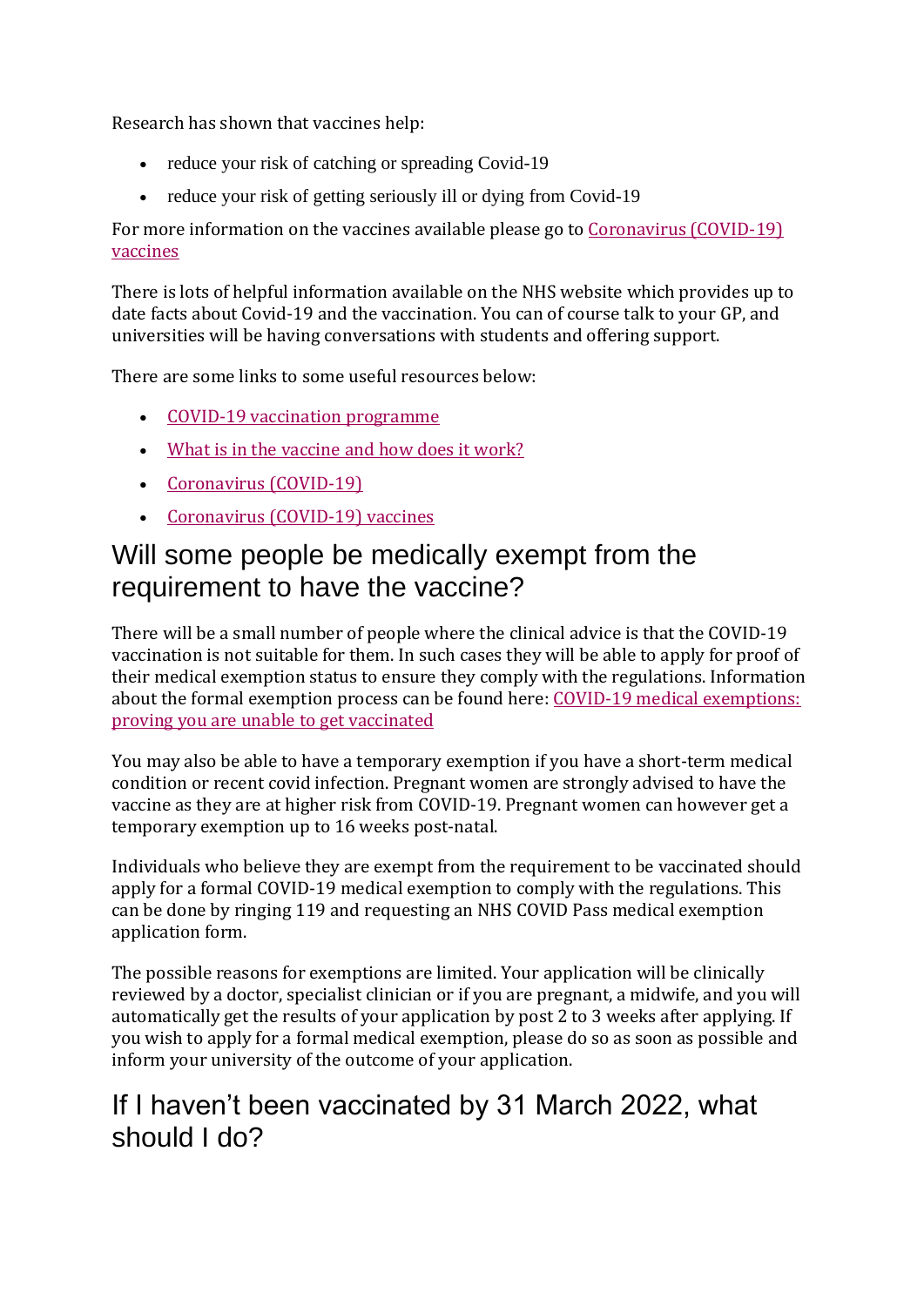Research has shown that vaccines help:

- reduce your risk of catching or spreading Covid-19
- reduce your risk of getting seriously ill or dying from Covid-19

For more information on the vaccines available please go to Coronavirus (COVID-19) vaccines

There is lots of helpful information available on the NHS website which provides up to date facts about Covid-19 and the vaccination. You can of course talk to your GP, and universities will be having conversations with students and offering support.

There are some links to some useful resources below:

- COVID-19 vaccination programme
- What is in the vaccine and how does it work?
- Coronavirus (COVID-19)
- Coronavirus (COVID-19) vaccines

## Will some people be medically exempt from the requirement to have the vaccine?

There will be a small number of people where the clinical advice is that the COVID-19 vaccination is not suitable for them. In such cases they will be able to apply for proof of their medical exemption status to ensure they comply with the regulations. Information about the formal exemption process can be found here: COVID-19 medical exemptions: proving you are unable to get vaccinated

You may also be able to have a temporary exemption if you have a short-term medical condition or recent covid infection. Pregnant women are strongly advised to have the vaccine as they are at higher risk from COVID-19. Pregnant women can however get a temporary exemption up to 16 weeks post-natal.

Individuals who believe they are exempt from the requirement to be vaccinated should apply for a formal COVID-19 medical exemption to comply with the regulations. This can be done by ringing 119 and requesting an NHS COVID Pass medical exemption application form.

The possible reasons for exemptions are limited. Your application will be clinically reviewed by a doctor, specialist clinician or if you are pregnant, a midwife, and you will automatically get the results of your application by post 2 to 3 weeks after applying. If you wish to apply for a formal medical exemption, please do so as soon as possible and inform your university of the outcome of your application.

## If I haven't been vaccinated by 31 March 2022, what should I do?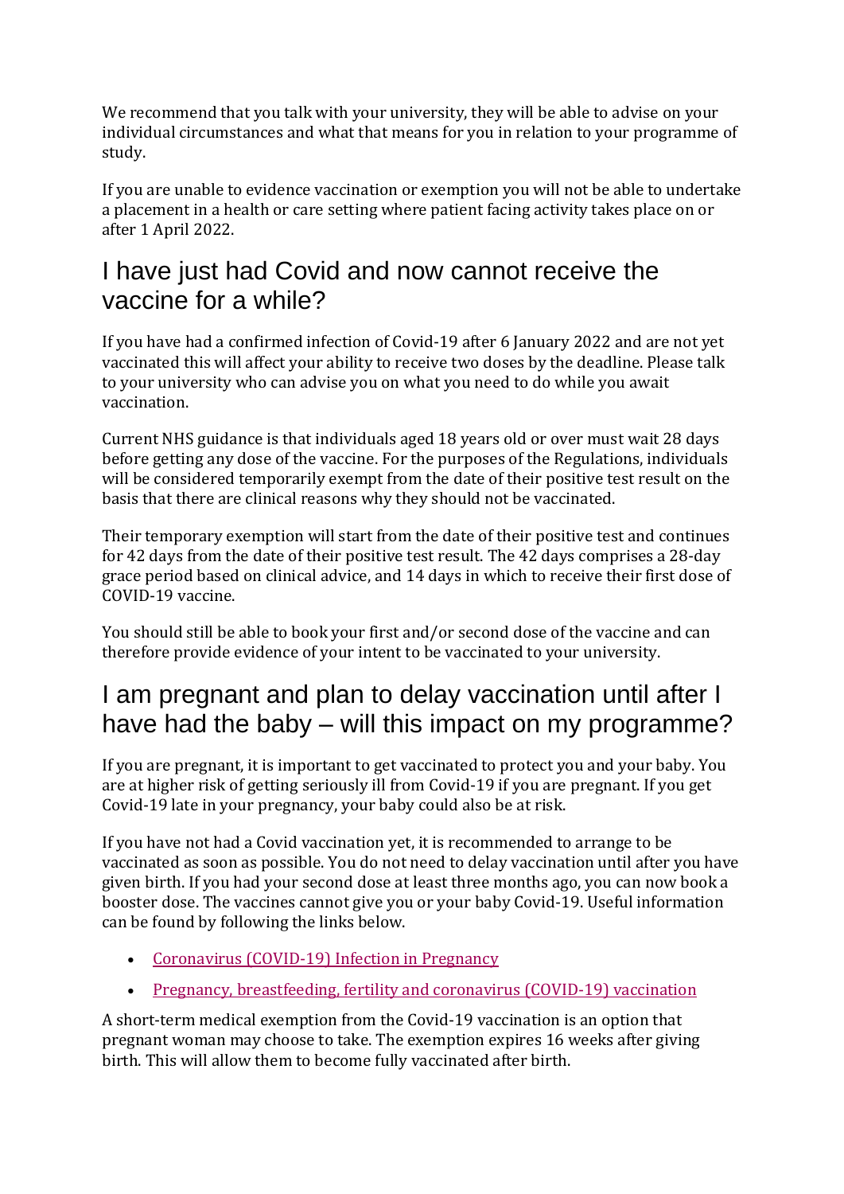We recommend that you talk with your university, they will be able to advise on your individual circumstances and what that means for you in relation to your programme of study.

If you are unable to evidence vaccination or exemption you will not be able to undertake a placement in a health or care setting where patient facing activity takes place on or after 1 April 2022.

## I have just had Covid and now cannot receive the vaccine for a while?

If you have had a confirmed infection of Covid-19 after 6 January 2022 and are not yet vaccinated this will affect your ability to receive two doses by the deadline. Please talk to your university who can advise you on what you need to do while you await vaccination.

Current NHS guidance is that individuals aged 18 years old or over must wait 28 days before getting any dose of the vaccine. For the purposes of the Regulations, individuals will be considered temporarily exempt from the date of their positive test result on the basis that there are clinical reasons why they should not be vaccinated.

Their temporary exemption will start from the date of their positive test and continues for 42 days from the date of their positive test result. The 42 days comprises a 28-day grace period based on clinical advice, and 14 days in which to receive their first dose of COVID-19 vaccine.

You should still be able to book your first and/or second dose of the vaccine and can therefore provide evidence of your intent to be vaccinated to your university.

## I am pregnant and plan to delay vaccination until after I have had the baby – will this impact on my programme?

If you are pregnant, it is important to get vaccinated to protect you and your baby. You are at higher risk of getting seriously ill from Covid-19 if you are pregnant. If you get Covid-19 late in your pregnancy, your baby could also be at risk.

If you have not had a Covid vaccination yet, it is recommended to arrange to be vaccinated as soon as possible. You do not need to delay vaccination until after you have given birth. If you had your second dose at least three months ago, you can now book a booster dose. The vaccines cannot give you or your baby Covid-19. Useful information can be found by following the links below.

- Coronavirus (COVID-19) Infection in Pregnancy
- Pregnancy, breastfeeding, fertility and coronavirus (COVID-19) vaccination

A short-term medical exemption from the Covid-19 vaccination is an option that pregnant woman may choose to take. The exemption expires 16 weeks after giving birth. This will allow them to become fully vaccinated after birth.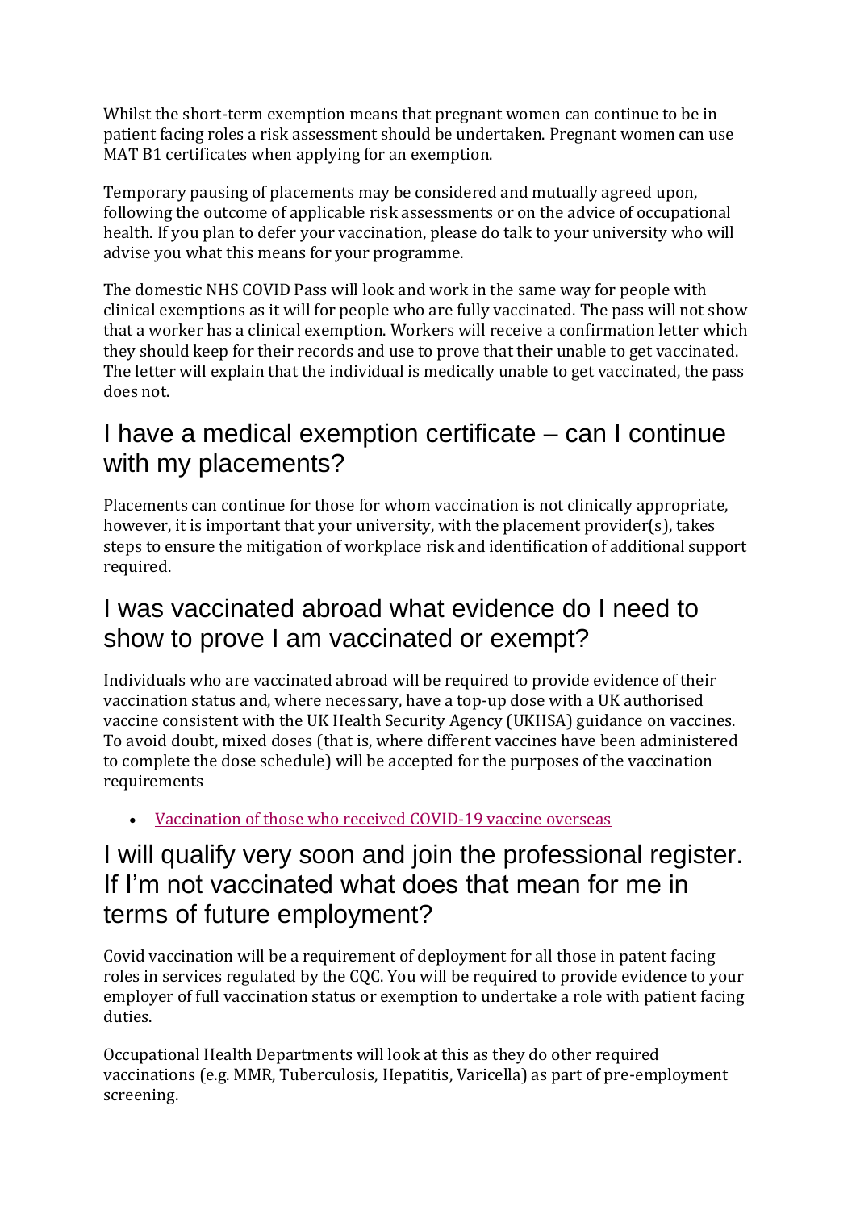Whilst the short-term exemption means that pregnant women can continue to be in patient facing roles a risk assessment should be undertaken. Pregnant women can use MAT B1 certificates when applying for an exemption.

Temporary pausing of placements may be considered and mutually agreed upon, following the outcome of applicable risk assessments or on the advice of occupational health. If you plan to defer your vaccination, please do talk to your university who will advise you what this means for your programme.

The domestic NHS COVID Pass will look and work in the same way for people with clinical exemptions as it will for people who are fully vaccinated. The pass will not show that a worker has a clinical exemption. Workers will receive a confirmation letter which they should keep for their records and use to prove that their unable to get vaccinated. The letter will explain that the individual is medically unable to get vaccinated, the pass does not.

## I have a medical exemption certificate – can I continue with my placements?

Placements can continue for those for whom vaccination is not clinically appropriate, however, it is important that your university, with the placement provider(s), takes steps to ensure the mitigation of workplace risk and identification of additional support required.

## I was vaccinated abroad what evidence do I need to show to prove I am vaccinated or exempt?

Individuals who are vaccinated abroad will be required to provide evidence of their vaccination status and, where necessary, have a top-up dose with a UK authorised vaccine consistent with the UK Health Security Agency (UKHSA) guidance on vaccines. To avoid doubt, mixed doses (that is, where different vaccines have been administered to complete the dose schedule) will be accepted for the purposes of the vaccination requirements

- Vaccination of those who received COVID-19 vaccine overseas

## I will qualify very soon and join the professional register. If I'm not vaccinated what does that mean for me in terms of future employment?

Covid vaccination will be a requirement of deployment for all those in patent facing roles in services regulated by the CQC. You will be required to provide evidence to your employer of full vaccination status or exemption to undertake a role with patient facing duties.

Occupational Health Departments will look at this as they do other required vaccinations (e.g. MMR, Tuberculosis, Hepatitis, Varicella) as part of pre-employment screening.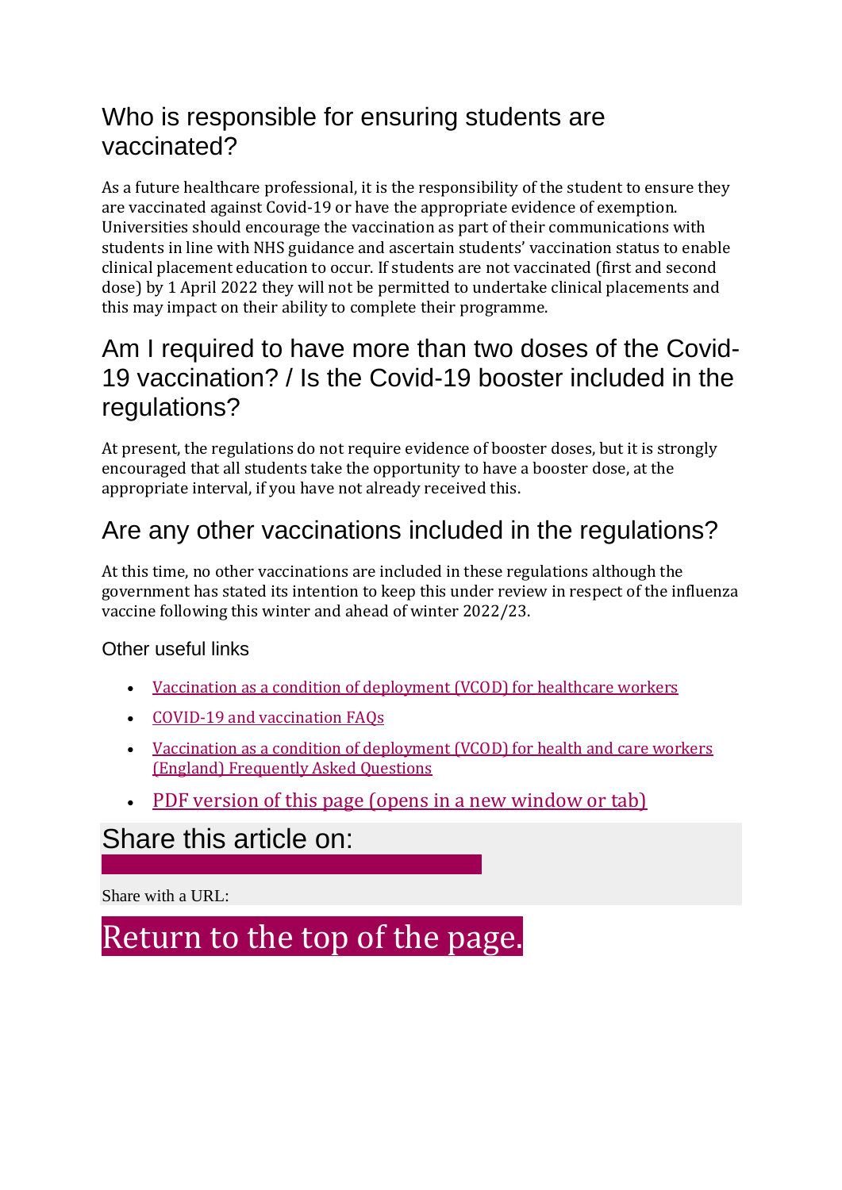## Who is responsible for ensuring students are vaccinated?

As a future healthcare professional, it is the responsibility of the student to ensure they are vaccinated against Covid-19 or have the appropriate evidence of exemption. Universities should encourage the vaccination as part of their communications with students in line with NHS guidance and ascertain students' vaccination status to enable clinical placement education to occur. If students are not vaccinated (first and second dose) by 1 April 2022 they will not be permitted to undertake clinical placements and this may impact on their ability to complete their programme.

## Am I required to have more than two doses of the Covid-19 vaccination? / Is the Covid-19 booster included in the regulations?

At present, the regulations do not require evidence of booster doses, but it is strongly encouraged that all students take the opportunity to have a booster dose, at the appropriate interval, if you have not already received this.

## Are any other vaccinations included in the regulations?

At this time, no other vaccinations are included in these regulations although the government has stated its intention to keep this under review in respect of the influenza vaccine following this winter and ahead of winter 2022/23.

### Other useful links

- Vaccination as a condition of deployment (VCOD) for healthcare workers
- COVID-19 and vaccination FAQs
- Vaccination as a condition of deployment (VCOD) for health and care workers (England) Frequently Asked Questions
- PDF version of this page (opens in a new window or tab)

## Share this article on:

Share with a URL:

Return to the top of the page.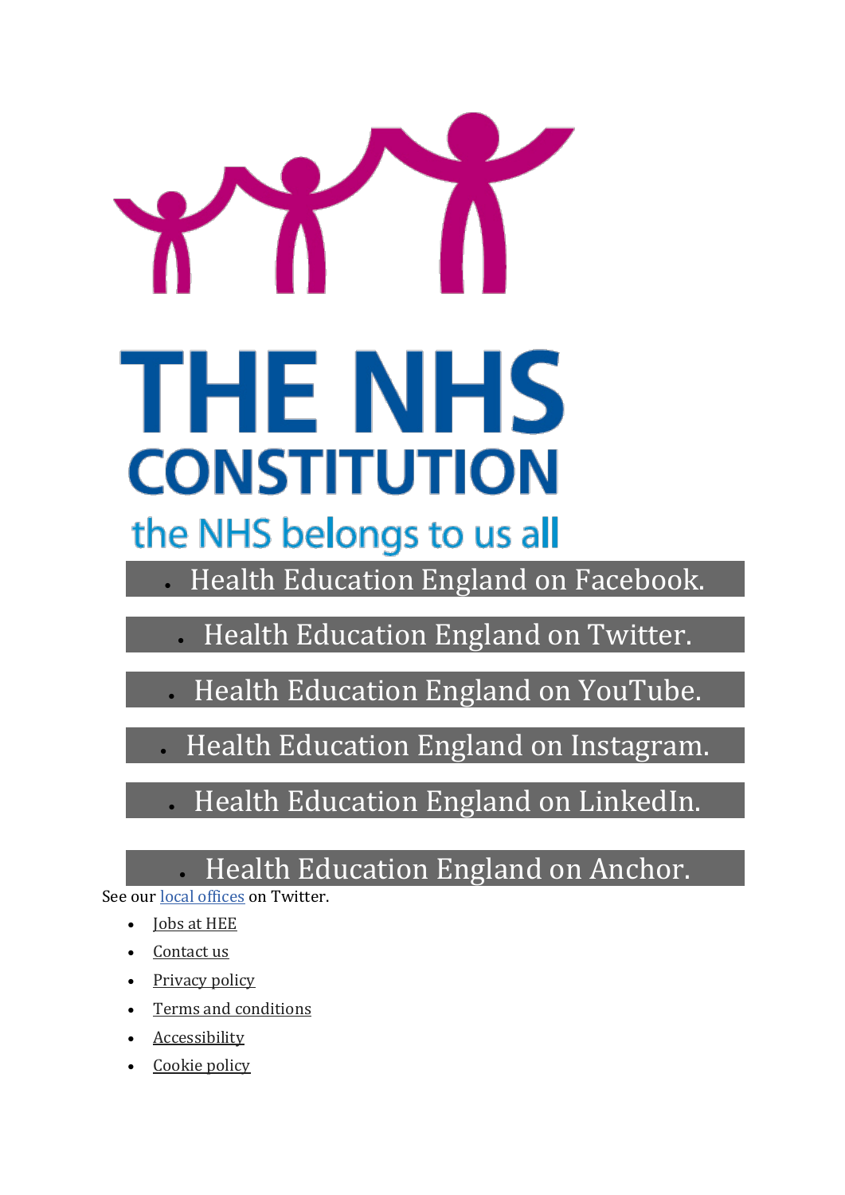THE NHS CONSTITUTION

the NHS belongs to us all

- Health Education England on Facebook.
- Health Education England on Twitter.
- Health Education England on YouTube.
- Health Education England on Instagram.
- Health Education England on LinkedIn.
- Health Education England on Anchor.

See our local offices on Twitter.

- Jobs at HEE
- Contact us
- Privacy policy
- Terms and conditions
- Accessibility
- Cookie policy